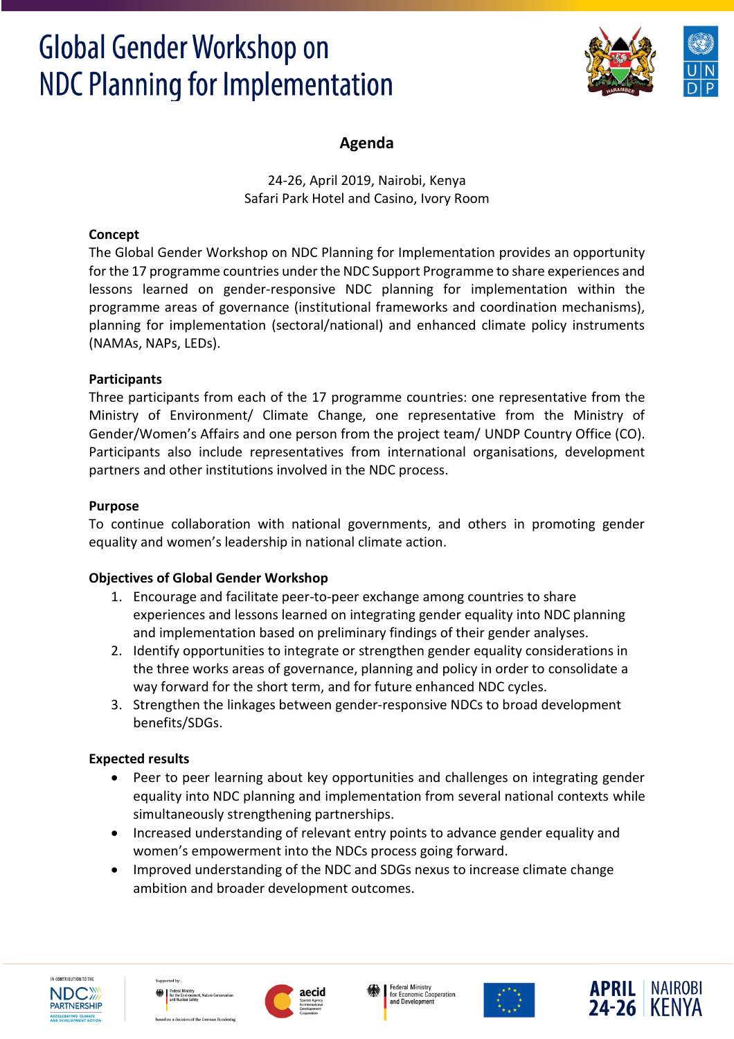# Global Gender Workshop on NDC Planning for Implementation

## Agenda

24-26, April 2019, Nairobi, Kenya
Safari Park Hotel and Casino, Ivory Room

**Concept**

The Global Gender Workshop on NDC Planning for Implementation provides an opportunity for the 17 programme countries under the NDC Support Programme to share experiences and lessons learned on gender-responsive NDC planning for implementation within the programme areas of governance (institutional frameworks and coordination mechanisms), planning for implementation (sectoral/national) and enhanced climate policy instruments (NAMAs, NAPs, LEDs).

**Participants**

Three participants from each of the 17 programme countries: one representative from the Ministry of Environment/ Climate Change, one representative from the Ministry of Gender/Women's Affairs and one person from the project team/ UNDP Country Office (CO). Participants also include representatives from international organisations, development partners and other institutions involved in the NDC process.

**Purpose**

To continue collaboration with national governments, and others in promoting gender equality and women's leadership in national climate action.

**Objectives of Global Gender Workshop**

1. Encourage and facilitate peer-to-peer exchange among countries to share experiences and lessons learned on integrating gender equality into NDC planning and implementation based on preliminary findings of their gender analyses.
2. Identify opportunities to integrate or strengthen gender equality considerations in the three works areas of governance, planning and policy in order to consolidate a way forward for the short term, and for future enhanced NDC cycles.
3. Strengthen the linkages between gender-responsive NDCs to broad development benefits/SDGs.

**Expected results**

- Peer to peer learning about key opportunities and challenges on integrating gender equality into NDC planning and implementation from several national contexts while simultaneously strengthening partnerships.
- Increased understanding of relevant entry points to advance gender equality and women's empowerment into the NDCs process going forward.
- Improved understanding of the NDC and SDGs nexus to increase climate change ambition and broader development outcomes.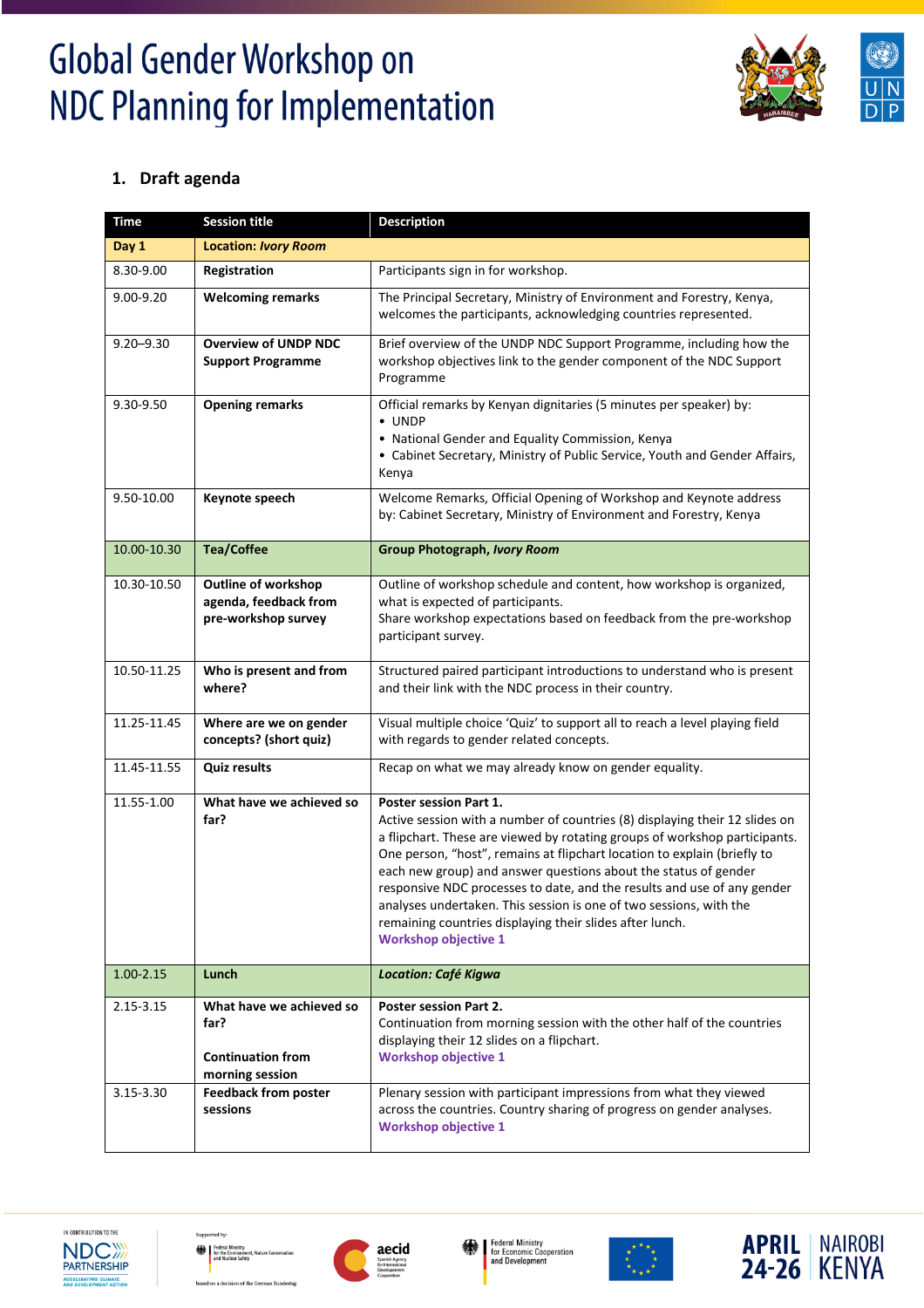# Global Gender Workshop on NDC Planning for Implementation

## 1. Draft agenda

| Time | Session title | Description |
|---|---|---|
| **Day 1** | **Location: *Ivory Room*** | |
| 8.30-9.00 | **Registration** | Participants sign in for workshop. |
| 9.00-9.20 | **Welcoming remarks** | The Principal Secretary, Ministry of Environment and Forestry, Kenya, welcomes the participants, acknowledging countries represented. |
| 9.20–9.30 | **Overview of UNDP NDC Support Programme** | Brief overview of the UNDP NDC Support Programme, including how the workshop objectives link to the gender component of the NDC Support Programme |
| 9.30-9.50 | **Opening remarks** | Official remarks by Kenyan dignitaries (5 minutes per speaker) by:<br>• UNDP<br>• National Gender and Equality Commission, Kenya<br>• Cabinet Secretary, Ministry of Public Service, Youth and Gender Affairs, Kenya |
| 9.50-10.00 | **Keynote speech** | Welcome Remarks, Official Opening of Workshop and Keynote address by: Cabinet Secretary, Ministry of Environment and Forestry, Kenya |
| 10.00-10.30 | **Tea/Coffee** | **Group Photograph, *Ivory Room*** |
| 10.30-10.50 | **Outline of workshop agenda, feedback from pre-workshop survey** | Outline of workshop schedule and content, how workshop is organized, what is expected of participants.<br>Share workshop expectations based on feedback from the pre-workshop participant survey. |
| 10.50-11.25 | **Who is present and from where?** | Structured paired participant introductions to understand who is present and their link with the NDC process in their country. |
| 11.25-11.45 | **Where are we on gender concepts? (short quiz)** | Visual multiple choice 'Quiz' to support all to reach a level playing field with regards to gender related concepts. |
| 11.45-11.55 | **Quiz results** | Recap on what we may already know on gender equality. |
| 11.55-1.00 | **What have we achieved so far?** | **Poster session Part 1.**<br>Active session with a number of countries (8) displaying their 12 slides on a flipchart. These are viewed by rotating groups of workshop participants. One person, "host", remains at flipchart location to explain (briefly to each new group) and answer questions about the status of gender responsive NDC processes to date, and the results and use of any gender analyses undertaken. This session is one of two sessions, with the remaining countries displaying their slides after lunch.<br>**Workshop objective 1** |
| 1.00-2.15 | **Lunch** | ***Location: Café Kigwa*** |
| 2.15-3.15 | **What have we achieved so far?**<br><br>**Continuation from morning session** | **Poster session Part 2.**<br>Continuation from morning session with the other half of the countries displaying their 12 slides on a flipchart.<br>**Workshop objective 1** |
| 3.15-3.30 | **Feedback from poster sessions** | Plenary session with participant impressions from what they viewed across the countries. Country sharing of progress on gender analyses.<br>**Workshop objective 1** |

APRIL 24-26 NAIROBI KENYA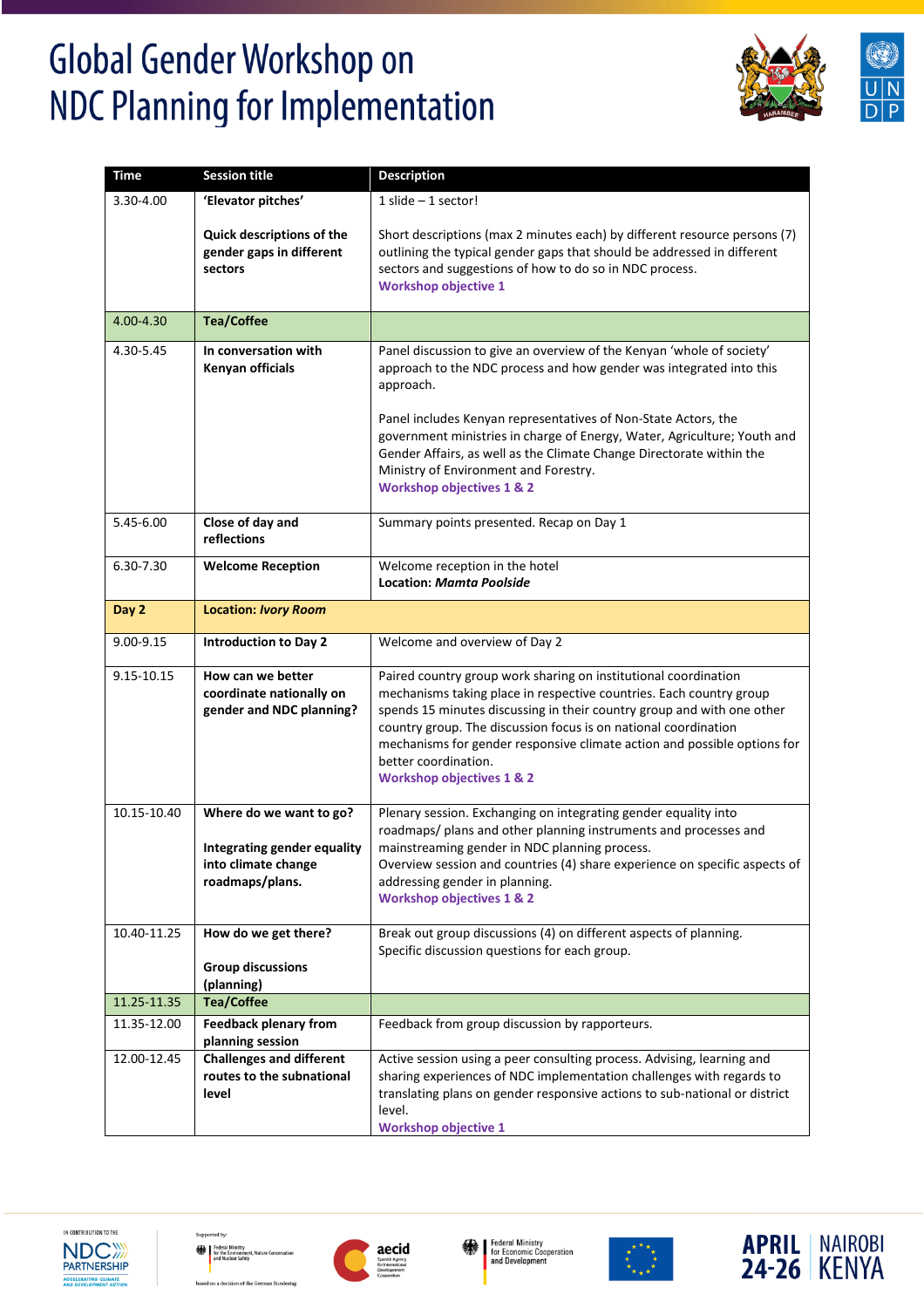# Global Gender Workshop on NDC Planning for Implementation

| Time | Session title | Description |
|---|---|---|
| 3.30-4.00 | **'Elevator pitches'**<br><br>**Quick descriptions of the gender gaps in different sectors** | 1 slide – 1 sector!<br><br>Short descriptions (max 2 minutes each) by different resource persons (7) outlining the typical gender gaps that should be addressed in different sectors and suggestions of how to do so in NDC process.<br>**Workshop objective 1** |
| 4.00-4.30 | **Tea/Coffee** | |
| 4.30-5.45 | **In conversation with Kenyan officials** | Panel discussion to give an overview of the Kenyan 'whole of society' approach to the NDC process and how gender was integrated into this approach.<br><br>Panel includes Kenyan representatives of Non-State Actors, the government ministries in charge of Energy, Water, Agriculture; Youth and Gender Affairs, as well as the Climate Change Directorate within the Ministry of Environment and Forestry.<br>**Workshop objectives 1 & 2** |
| 5.45-6.00 | **Close of day and reflections** | Summary points presented. Recap on Day 1 |
| 6.30-7.30 | **Welcome Reception** | Welcome reception in the hotel<br>**Location:** ***Mamta Poolside*** |
| **Day 2** | **Location:** ***Ivory Room*** | |
| 9.00-9.15 | **Introduction to Day 2** | Welcome and overview of Day 2 |
| 9.15-10.15 | **How can we better coordinate nationally on gender and NDC planning?** | Paired country group work sharing on institutional coordination mechanisms taking place in respective countries. Each country group spends 15 minutes discussing in their country group and with one other country group. The discussion focus is on national coordination mechanisms for gender responsive climate action and possible options for better coordination.<br>**Workshop objectives 1 & 2** |
| 10.15-10.40 | **Where do we want to go?**<br><br>**Integrating gender equality into climate change roadmaps/plans.** | Plenary session. Exchanging on integrating gender equality into roadmaps/ plans and other planning instruments and processes and mainstreaming gender in NDC planning process.<br>Overview session and countries (4) share experience on specific aspects of addressing gender in planning.<br>**Workshop objectives 1 & 2** |
| 10.40-11.25 | **How do we get there?**<br><br>**Group discussions (planning)** | Break out group discussions (4) on different aspects of planning. Specific discussion questions for each group. |
| 11.25-11.35 | **Tea/Coffee** | |
| 11.35-12.00 | **Feedback plenary from planning session** | Feedback from group discussion by rapporteurs. |
| 12.00-12.45 | **Challenges and different routes to the subnational level** | Active session using a peer consulting process. Advising, learning and sharing experiences of NDC implementation challenges with regards to translating plans on gender responsive actions to sub-national or district level.<br>**Workshop objective 1** |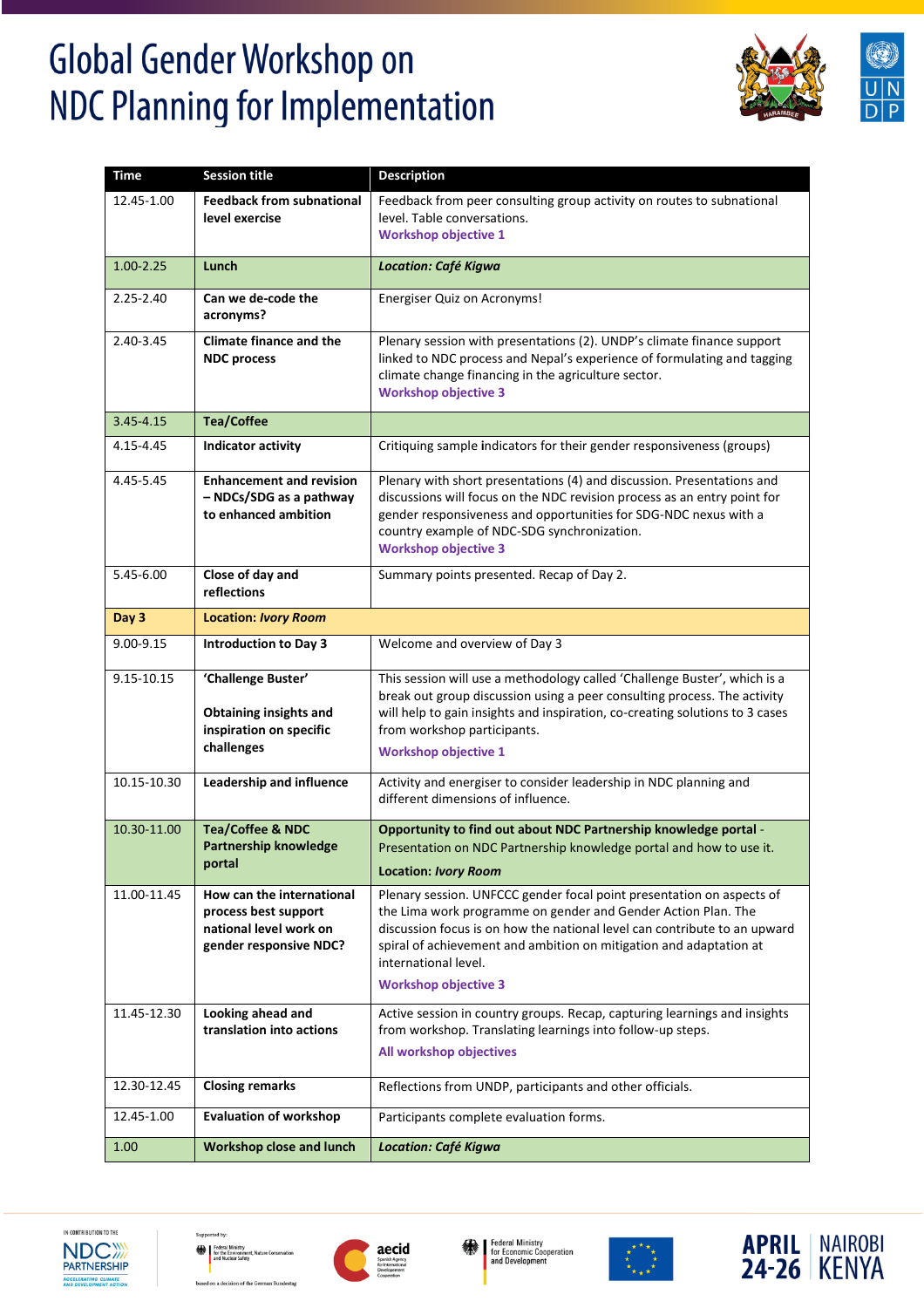# Global Gender Workshop on NDC Planning for Implementation

| Time | Session title | Description |
|---|---|---|
| 12.45-1.00 | **Feedback from subnational level exercise** | Feedback from peer consulting group activity on routes to subnational level. Table conversations. **Workshop objective 1** |
| 1.00-2.25 | **Lunch** | ***Location: Café Kigwa*** |
| 2.25-2.40 | **Can we de-code the acronyms?** | Energiser Quiz on Acronyms! |
| 2.40-3.45 | **Climate finance and the NDC process** | Plenary session with presentations (2). UNDP's climate finance support linked to NDC process and Nepal's experience of formulating and tagging climate change financing in the agriculture sector. **Workshop objective 3** |
| 3.45-4.15 | **Tea/Coffee** | |
| 4.15-4.45 | **Indicator activity** | Critiquing sample indicators for their gender responsiveness (groups) |
| 4.45-5.45 | **Enhancement and revision – NDCs/SDG as a pathway to enhanced ambition** | Plenary with short presentations (4) and discussion. Presentations and discussions will focus on the NDC revision process as an entry point for gender responsiveness and opportunities for SDG-NDC nexus with a country example of NDC-SDG synchronization. **Workshop objective 3** |
| 5.45-6.00 | **Close of day and reflections** | Summary points presented. Recap of Day 2. |
| **Day 3** | **Location: *Ivory Room*** | |
| 9.00-9.15 | **Introduction to Day 3** | Welcome and overview of Day 3 |
| 9.15-10.15 | **'Challenge Buster'**<br><br>**Obtaining insights and inspiration on specific challenges** | This session will use a methodology called 'Challenge Buster', which is a break out group discussion using a peer consulting process. The activity will help to gain insights and inspiration, co-creating solutions to 3 cases from workshop participants. **Workshop objective 1** |
| 10.15-10.30 | **Leadership and influence** | Activity and energiser to consider leadership in NDC planning and different dimensions of influence. |
| 10.30-11.00 | **Tea/Coffee & NDC Partnership knowledge portal** | **Opportunity to find out about NDC Partnership knowledge portal** - Presentation on NDC Partnership knowledge portal and how to use it. **Location: *Ivory Room*** |
| 11.00-11.45 | **How can the international process best support national level work on gender responsive NDC?** | Plenary session. UNFCCC gender focal point presentation on aspects of the Lima work programme on gender and Gender Action Plan. The discussion focus is on how the national level can contribute to an upward spiral of achievement and ambition on mitigation and adaptation at international level. **Workshop objective 3** |
| 11.45-12.30 | **Looking ahead and translation into actions** | Active session in country groups. Recap, capturing learnings and insights from workshop. Translating learnings into follow-up steps. **All workshop objectives** |
| 12.30-12.45 | **Closing remarks** | Reflections from UNDP, participants and other officials. |
| 12.45-1.00 | **Evaluation of workshop** | Participants complete evaluation forms. |
| 1.00 | **Workshop close and lunch** | ***Location: Café Kigwa*** |

APRIL 24-26 NAIROBI KENYA